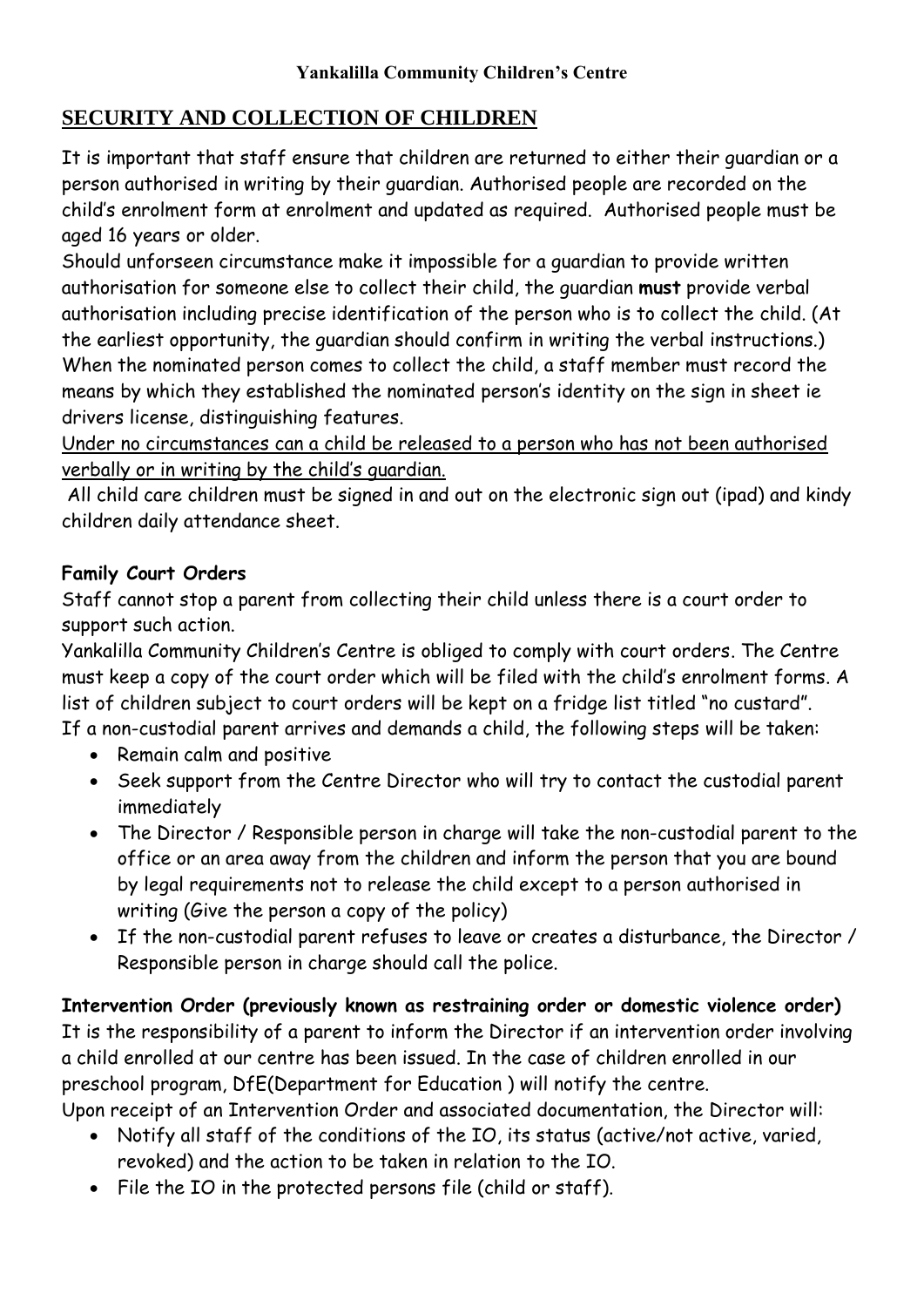**Yankalilla Community Children's Centre**

# SECURITY AND COLLECTION OF CHILDREN

It is important that staff ensure that children are returned to either their guardian or a person authorised in writing by their guardian. Authorised people are recorded on the child's enrolment form at enrolment and updated as required. Authorised people must be aged 16 years or older.

Should unforseen circumstance make it impossible for a guardian to provide written authorisation for someone else to collect their child, the guardian **must** provide verbal authorisation including precise identification of the person who is to collect the child. (At the earliest opportunity, the guardian should confirm in writing the verbal instructions.)

When the nominated person comes to collect the child, a staff member must record the means by which they established the nominated person's identity on the sign in sheet ie drivers license, distinguishing features.

<u>Under no circumstances can a child be released to a person who has not been authorised verbally or in writing by the child's guardian.</u>

All child care children must be signed in and out on the electronic sign out (ipad) and kindy children daily attendance sheet.

**Family Court Orders**

Staff cannot stop a parent from collecting their child unless there is a court order to support such action.

Yankalilla Community Children's Centre is obliged to comply with court orders. The Centre must keep a copy of the court order which will be filed with the child's enrolment forms. A list of children subject to court orders will be kept on a fridge list titled "no custard".

If a non-custodial parent arrives and demands a child, the following steps will be taken:

- Remain calm and positive
- Seek support from the Centre Director who will try to contact the custodial parent immediately
- The Director / Responsible person in charge will take the non-custodial parent to the office or an area away from the children and inform the person that you are bound by legal requirements not to release the child except to a person authorised in writing (Give the person a copy of the policy)
- If the non-custodial parent refuses to leave or creates a disturbance, the Director / Responsible person in charge should call the police.

**Intervention Order (previously known as restraining order or domestic violence order)**

It is the responsibility of a parent to inform the Director if an intervention order involving a child enrolled at our centre has been issued. In the case of children enrolled in our preschool program, DfE(Department for Education ) will notify the centre.

Upon receipt of an Intervention Order and associated documentation, the Director will:

- Notify all staff of the conditions of the IO, its status (active/not active, varied, revoked) and the action to be taken in relation to the IO.
- File the IO in the protected persons file (child or staff).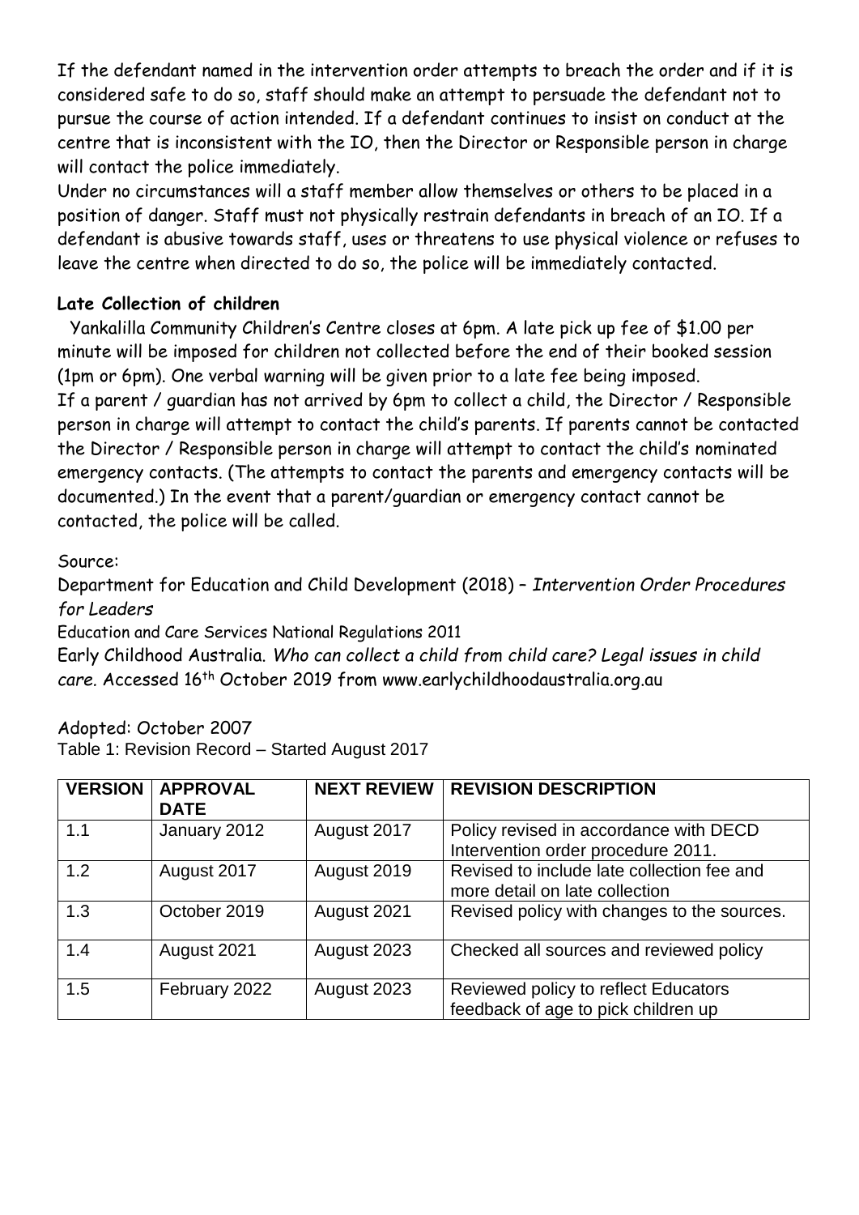If the defendant named in the intervention order attempts to breach the order and if it is considered safe to do so, staff should make an attempt to persuade the defendant not to pursue the course of action intended. If a defendant continues to insist on conduct at the centre that is inconsistent with the IO, then the Director or Responsible person in charge will contact the police immediately.
Under no circumstances will a staff member allow themselves or others to be placed in a position of danger. Staff must not physically restrain defendants in breach of an IO. If a defendant is abusive towards staff, uses or threatens to use physical violence or refuses to leave the centre when directed to do so, the police will be immediately contacted.

**Late Collection of children**

Yankalilla Community Children's Centre closes at 6pm. A late pick up fee of $1.00 per minute will be imposed for children not collected before the end of their booked session (1pm or 6pm). One verbal warning will be given prior to a late fee being imposed.
If a parent / guardian has not arrived by 6pm to collect a child, the Director / Responsible person in charge will attempt to contact the child's parents. If parents cannot be contacted the Director / Responsible person in charge will attempt to contact the child's nominated emergency contacts. (The attempts to contact the parents and emergency contacts will be documented.) In the event that a parent/guardian or emergency contact cannot be contacted, the police will be called.

Source:
Department for Education and Child Development (2018) – *Intervention Order Procedures for Leaders*
Education and Care Services National Regulations 2011
Early Childhood Australia. *Who can collect a child from child care? Legal issues in child care.* Accessed 16th October 2019 from www.earlychildhoodaustralia.org.au

Adopted: October 2007
Table 1: Revision Record – Started August 2017

| VERSION | APPROVAL DATE | NEXT REVIEW | REVISION DESCRIPTION |
|---|---|---|---|
| 1.1 | January 2012 | August 2017 | Policy revised in accordance with DECD Intervention order procedure 2011. |
| 1.2 | August 2017 | August 2019 | Revised to include late collection fee and more detail on late collection |
| 1.3 | October 2019 | August 2021 | Revised policy with changes to the sources. |
| 1.4 | August 2021 | August 2023 | Checked all sources and reviewed policy |
| 1.5 | February 2022 | August 2023 | Reviewed policy to reflect Educators feedback of age to pick children up |